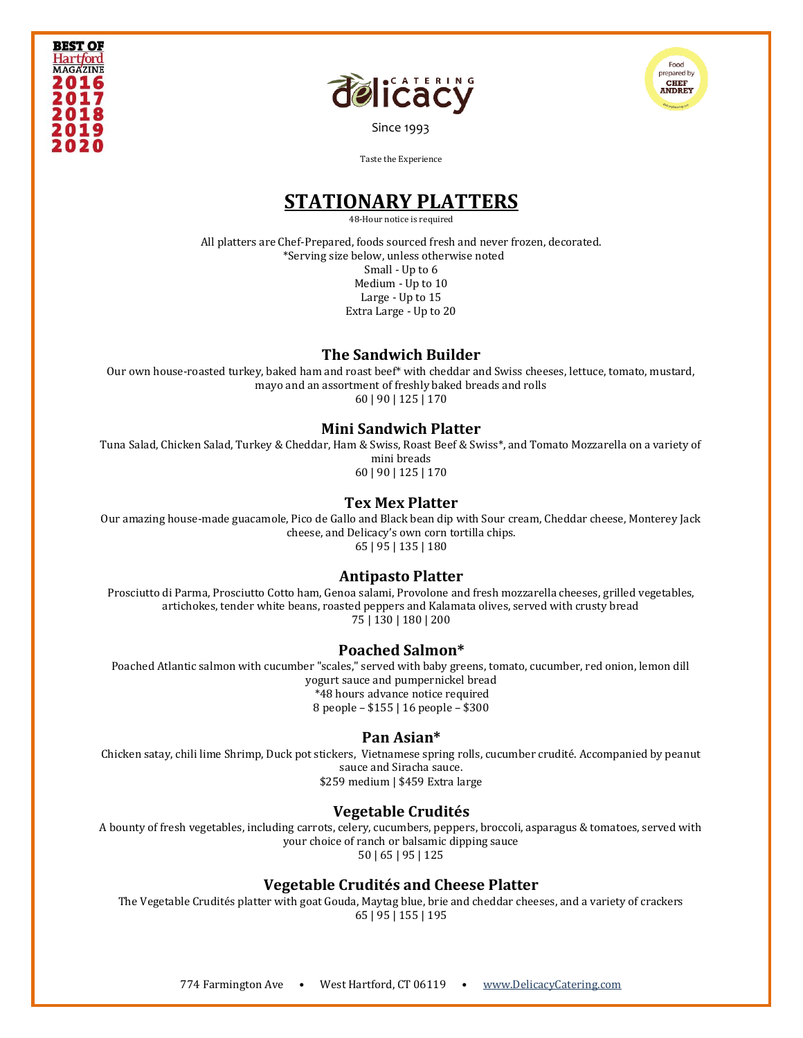BEST OF Hartford MAGAZINE 2016 2017 2018 2019 2020

delicacy CATERING

Since 1993

Food prepared by CHEF ANDREY

Taste the Experience

# STATIONARY PLATTERS

48-Hour notice is required

All platters are Chef-Prepared, foods sourced fresh and never frozen, decorated.
*Serving size below, unless otherwise noted
Small - Up to 6
Medium - Up to 10
Large - Up to 15
Extra Large - Up to 20

## The Sandwich Builder

Our own house-roasted turkey, baked ham and roast beef* with cheddar and Swiss cheeses, lettuce, tomato, mustard, mayo and an assortment of freshly baked breads and rolls

60 | 90 | 125 | 170

## Mini Sandwich Platter

Tuna Salad, Chicken Salad, Turkey & Cheddar, Ham & Swiss, Roast Beef & Swiss*, and Tomato Mozzarella on a variety of mini breads

60 | 90 | 125 | 170

## Tex Mex Platter

Our amazing house-made guacamole, Pico de Gallo and Black bean dip with Sour cream, Cheddar cheese, Monterey Jack cheese, and Delicacy's own corn tortilla chips.

65 | 95 | 135 | 180

## Antipasto Platter

Prosciutto di Parma, Prosciutto Cotto ham, Genoa salami, Provolone and fresh mozzarella cheeses, grilled vegetables, artichokes, tender white beans, roasted peppers and Kalamata olives, served with crusty bread

75 | 130 | 180 | 200

## Poached Salmon*

Poached Atlantic salmon with cucumber "scales," served with baby greens, tomato, cucumber, red onion, lemon dill yogurt sauce and pumpernickel bread

*48 hours advance notice required

8 people – $155 | 16 people – $300

## Pan Asian*

Chicken satay, chili lime Shrimp, Duck pot stickers, Vietnamese spring rolls, cucumber crudité. Accompanied by peanut sauce and Siracha sauce.

$259 medium | $459 Extra large

## Vegetable Crudités

A bounty of fresh vegetables, including carrots, celery, cucumbers, peppers, broccoli, asparagus & tomatoes, served with your choice of ranch or balsamic dipping sauce

50 | 65 | 95 | 125

## Vegetable Crudités and Cheese Platter

The Vegetable Crudités platter with goat Gouda, Maytag blue, brie and cheddar cheeses, and a variety of crackers

65 | 95 | 155 | 195

774 Farmington Ave • West Hartford, CT 06119 • www.DelicacyCatering.com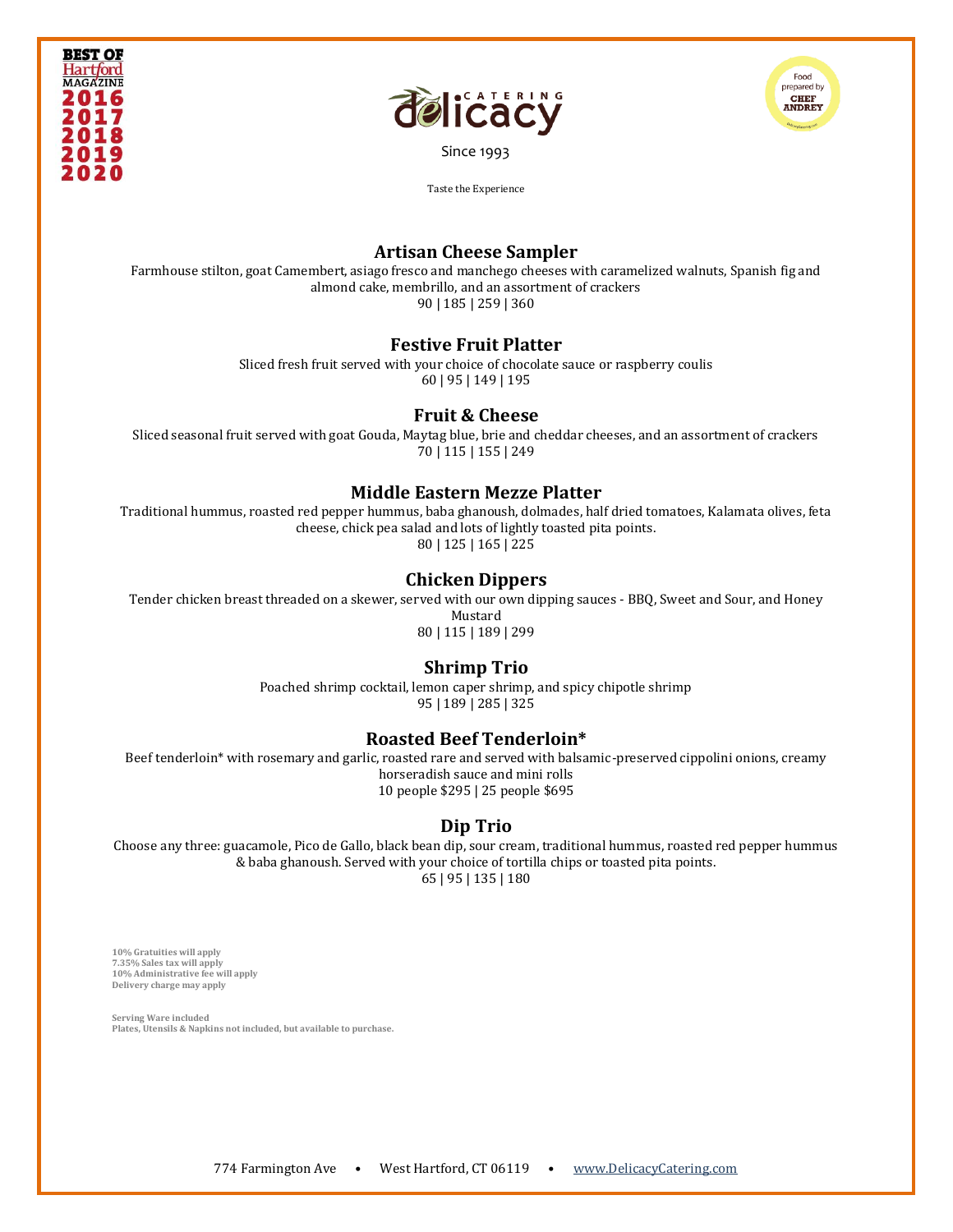BEST OF Hartford MAGAZINE 2016 2017 2018 2019 2020

Delicacy Catering

Since 1993

Taste the Experience

Food prepared by CHEF ANDREY

## Artisan Cheese Sampler

Farmhouse stilton, goat Camembert, asiago fresco and manchego cheeses with caramelized walnuts, Spanish fig and almond cake, membrillo, and an assortment of crackers

90 | 185 | 259 | 360

## Festive Fruit Platter

Sliced fresh fruit served with your choice of chocolate sauce or raspberry coulis

60 | 95 | 149 | 195

## Fruit & Cheese

Sliced seasonal fruit served with goat Gouda, Maytag blue, brie and cheddar cheeses, and an assortment of crackers

70 | 115 | 155 | 249

## Middle Eastern Mezze Platter

Traditional hummus, roasted red pepper hummus, baba ghanoush, dolmades, half dried tomatoes, Kalamata olives, feta cheese, chick pea salad and lots of lightly toasted pita points.

80 | 125 | 165 | 225

## Chicken Dippers

Tender chicken breast threaded on a skewer, served with our own dipping sauces - BBQ, Sweet and Sour, and Honey Mustard

80 | 115 | 189 | 299

## Shrimp Trio

Poached shrimp cocktail, lemon caper shrimp, and spicy chipotle shrimp

95 | 189 | 285 | 325

## Roasted Beef Tenderloin*

Beef tenderloin* with rosemary and garlic, roasted rare and served with balsamic-preserved cippolini onions, creamy horseradish sauce and mini rolls

10 people $295 | 25 people $695

## Dip Trio

Choose any three: guacamole, Pico de Gallo, black bean dip, sour cream, traditional hummus, roasted red pepper hummus & baba ghanoush. Served with your choice of tortilla chips or toasted pita points.

65 | 95 | 135 | 180

**10% Gratuities will apply**
**7.35% Sales tax will apply**
**10% Administrative fee will apply**
**Delivery charge may apply**

**Serving Ware included**
**Plates, Utensils & Napkins not included, but available to purchase.**

774 Farmington Ave • West Hartford, CT 06119 • www.DelicacyCatering.com